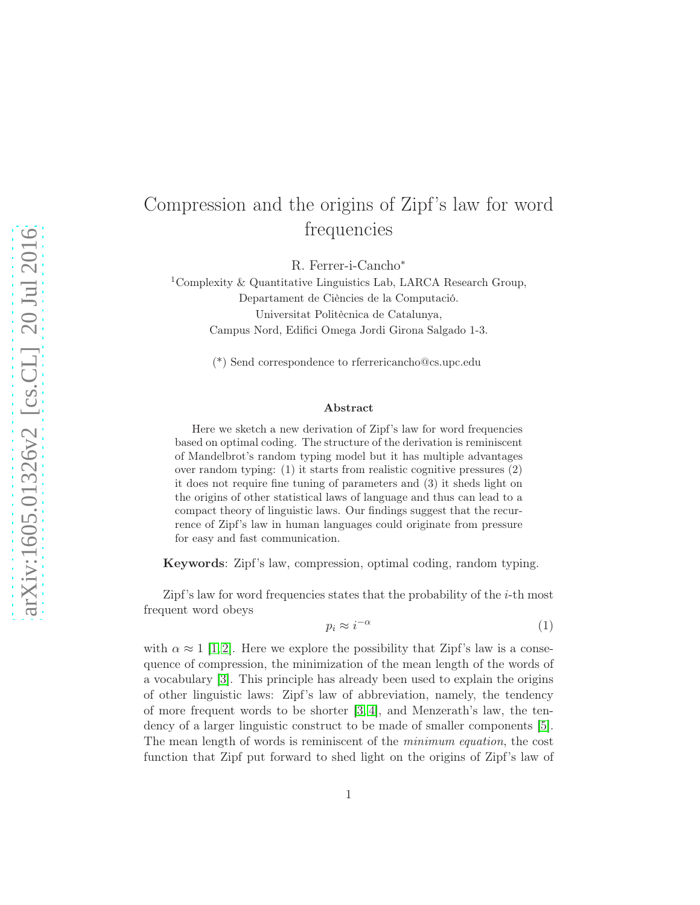# Compression and the origins of Zipf's law for word frequencies

R. Ferrer-i-Cancho*

[1] Complexity & Quantitative Linguistics Lab, LARCA Research Group, Departament de Ciències de la Computació. Universitat Politècnica de Catalunya, Campus Nord, Edifici Omega Jordi Girona Salgado 1-3.

(*) Send correspondence to rferrericancho@cs.upc.edu

### Abstract

Here we sketch a new derivation of Zipf's law for word frequencies based on optimal coding. The structure of the derivation is reminiscent of Mandelbrot's random typing model but it has multiple advantages over random typing: (1) it starts from realistic cognitive pressures (2) it does not require fine tuning of parameters and (3) it sheds light on the origins of other statistical laws of language and thus can lead to a compact theory of linguistic laws. Our findings suggest that the recurrence of Zipf's law in human languages could originate from pressure for easy and fast communication.

**Keywords**: Zipf's law, compression, optimal coding, random typing.

Zipf's law for word frequencies states that the probability of the $i$-th most frequent word obeys

$$p_i \approx i^{-\alpha} \tag{1}$$

with $\alpha \approx 1$ [1,2]. Here we explore the possibility that Zipf's law is a consequence of compression, the minimization of the mean length of the words of a vocabulary [3]. This principle has already been used to explain the origins of other linguistic laws: Zipf's law of abbreviation, namely, the tendency of more frequent words to be shorter [3,4], and Menzerath's law, the tendency of a larger linguistic construct to be made of smaller components [5]. The mean length of words is reminiscent of the *minimum equation*, the cost function that Zipf put forward to shed light on the origins of Zipf's law of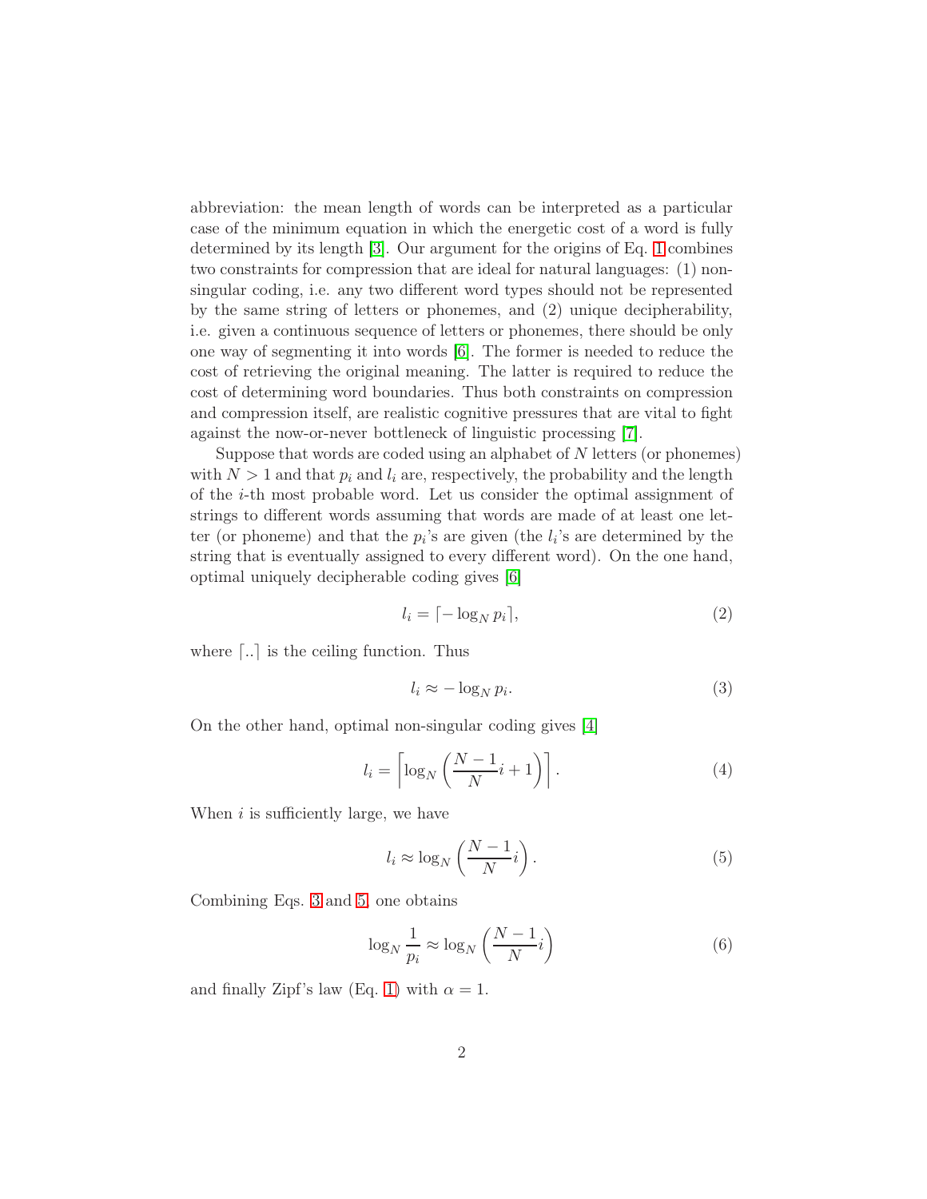abbreviation: the mean length of words can be interpreted as a particular case of the minimum equation in which the energetic cost of a word is fully determined by its length [3]. Our argument for the origins of Eq. 1 combines two constraints for compression that are ideal for natural languages: (1) non-singular coding, i.e. any two different word types should not be represented by the same string of letters or phonemes, and (2) unique decipherability, i.e. given a continuous sequence of letters or phonemes, there should be only one way of segmenting it into words [6]. The former is needed to reduce the cost of retrieving the original meaning. The latter is required to reduce the cost of determining word boundaries. Thus both constraints on compression and compression itself, are realistic cognitive pressures that are vital to fight against the now-or-never bottleneck of linguistic processing [7].

Suppose that words are coded using an alphabet of $N$ letters (or phonemes) with $N > 1$ and that $p_i$ and $l_i$ are, respectively, the probability and the length of the $i$-th most probable word. Let us consider the optimal assignment of strings to different words assuming that words are made of at least one letter (or phoneme) and that the $p_i$'s are given (the $l_i$'s are determined by the string that is eventually assigned to every different word). On the one hand, optimal uniquely decipherable coding gives [6]

$$l_i = \lceil -\log_N p_i \rceil, \tag{2}$$

where $\lceil .. \rceil$ is the ceiling function. Thus

$$l_i \approx -\log_N p_i. \tag{3}$$

On the other hand, optimal non-singular coding gives [4]

$$l_i = \left\lceil \log_N \left( \frac{N-1}{N} i + 1 \right) \right\rceil. \tag{4}$$

When $i$ is sufficiently large, we have

$$l_i \approx \log_N \left( \frac{N-1}{N} i \right). \tag{5}$$

Combining Eqs. 3 and 5, one obtains

$$\log_N \frac{1}{p_i} \approx \log_N \left( \frac{N-1}{N} i \right) \tag{6}$$

and finally Zipf's law (Eq. 1) with $\alpha = 1$.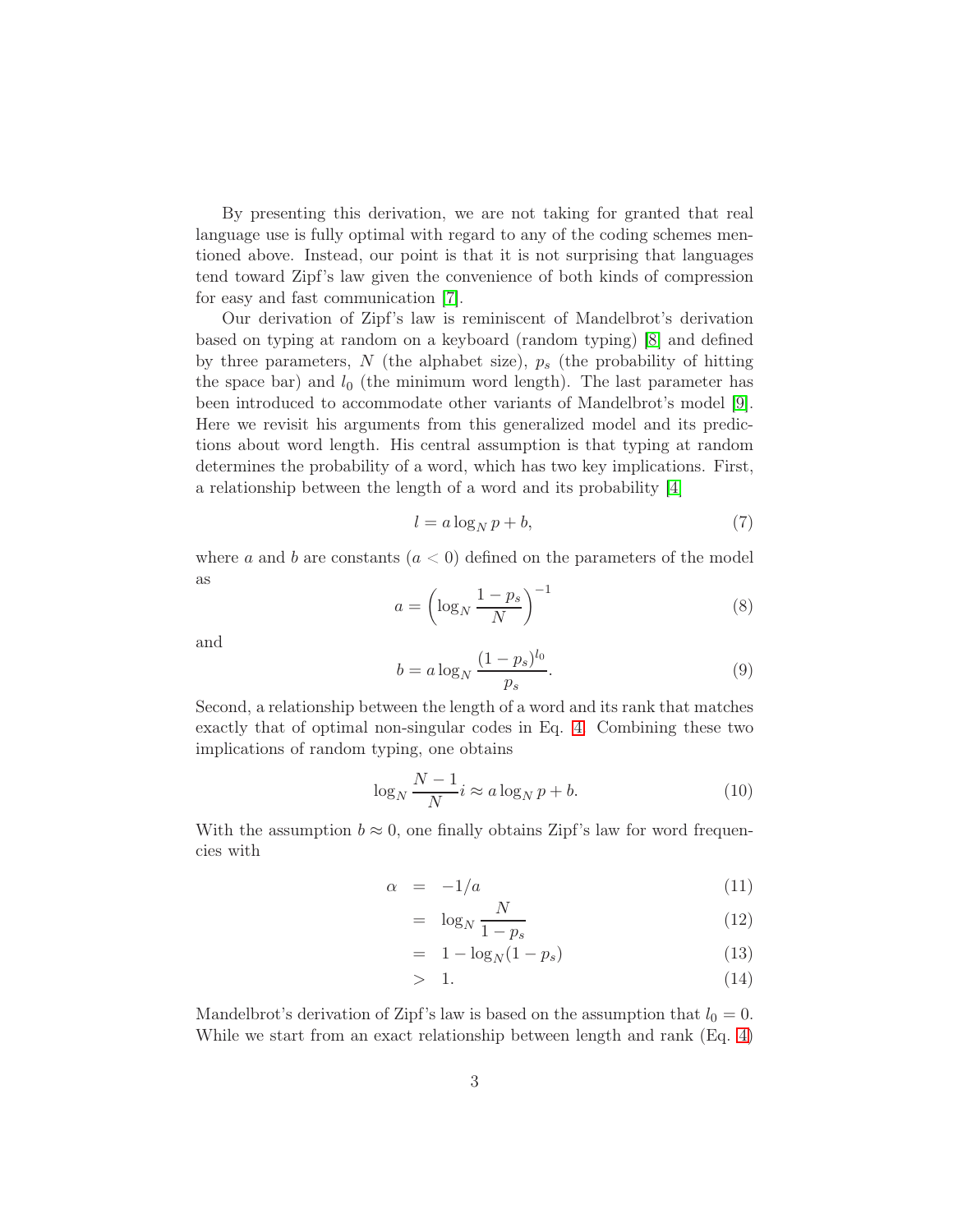By presenting this derivation, we are not taking for granted that real language use is fully optimal with regard to any of the coding schemes mentioned above. Instead, our point is that it is not surprising that languages tend toward Zipf's law given the convenience of both kinds of compression for easy and fast communication [7].

Our derivation of Zipf's law is reminiscent of Mandelbrot's derivation based on typing at random on a keyboard (random typing) [8] and defined by three parameters, $N$ (the alphabet size), $p_s$ (the probability of hitting the space bar) and $l_0$ (the minimum word length). The last parameter has been introduced to accommodate other variants of Mandelbrot's model [9]. Here we revisit his arguments from this generalized model and its predictions about word length. His central assumption is that typing at random determines the probability of a word, which has two key implications. First, a relationship between the length of a word and its probability [4]

$$l = a \log_N p + b, \tag{7}$$

where $a$ and $b$ are constants ($a < 0$) defined on the parameters of the model as

$$a = \left( \log_N \frac{1 - p_s}{N} \right)^{-1} \tag{8}$$

and

$$b = a \log_N \frac{(1 - p_s)^{l_0}}{p_s}. \tag{9}$$

Second, a relationship between the length of a word and its rank that matches exactly that of optimal non-singular codes in Eq. 4. Combining these two implications of random typing, one obtains

$$\log_N \frac{N-1}{N} i \approx a \log_N p + b. \tag{10}$$

With the assumption $b \approx 0$, one finally obtains Zipf's law for word frequencies with

$$\begin{aligned}
\alpha &= -1/a & (11)\\
&= \log_N \frac{N}{1 - p_s} & (12)\\
&= 1 - \log_N (1 - p_s) & (13)\\
&> 1. & (14)
\end{aligned}$$

Mandelbrot's derivation of Zipf's law is based on the assumption that $l_0 = 0$. While we start from an exact relationship between length and rank (Eq. 4)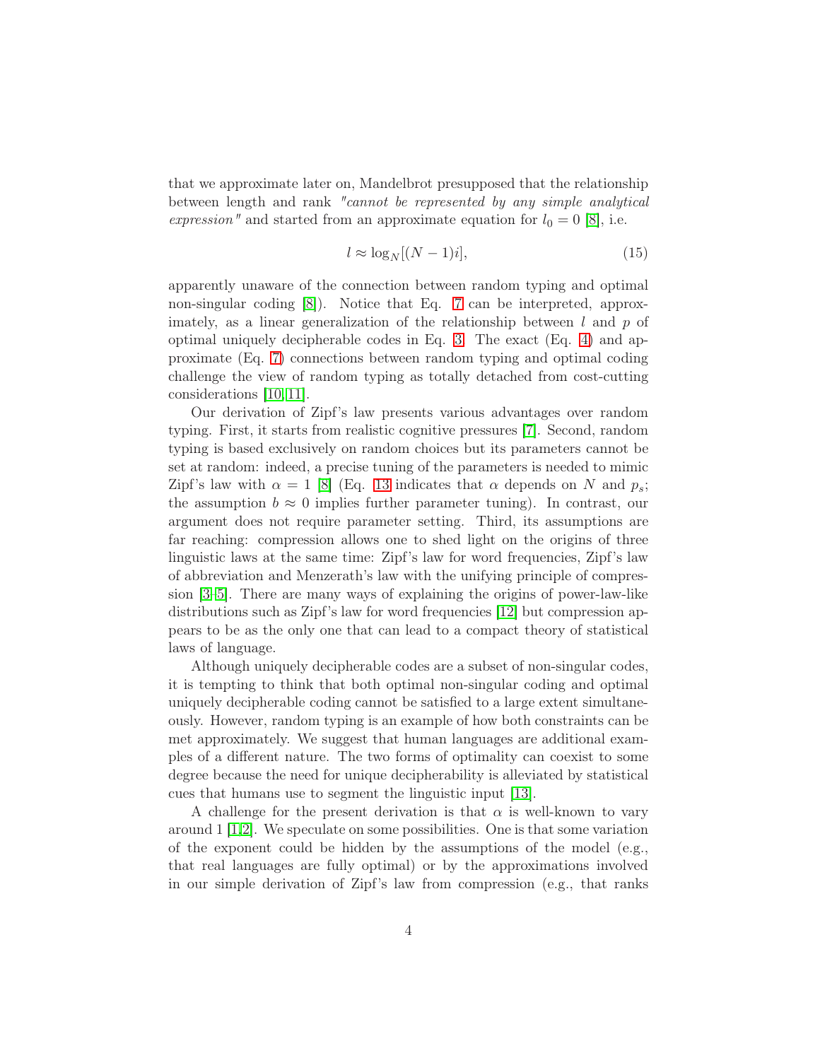that we approximate later on, Mandelbrot presupposed that the relationship between length and rank *"cannot be represented by any simple analytical expression"* and started from an approximate equation for $l_0 = 0$ [8], i.e.

$$l \approx \log_N[(N-1)i], \tag{15}$$

apparently unaware of the connection between random typing and optimal non-singular coding [8]). Notice that Eq. 7 can be interpreted, approximately, as a linear generalization of the relationship between $l$ and $p$ of optimal uniquely decipherable codes in Eq. 3. The exact (Eq. 4) and approximate (Eq. 7) connections between random typing and optimal coding challenge the view of random typing as totally detached from cost-cutting considerations [10, 11].

Our derivation of Zipf's law presents various advantages over random typing. First, it starts from realistic cognitive pressures [7]. Second, random typing is based exclusively on random choices but its parameters cannot be set at random: indeed, a precise tuning of the parameters is needed to mimic Zipf's law with $\alpha = 1$ [8] (Eq. 13 indicates that $\alpha$ depends on $N$ and $p_s$; the assumption $b \approx 0$ implies further parameter tuning). In contrast, our argument does not require parameter setting. Third, its assumptions are far reaching: compression allows one to shed light on the origins of three linguistic laws at the same time: Zipf's law for word frequencies, Zipf's law of abbreviation and Menzerath's law with the unifying principle of compression [3–5]. There are many ways of explaining the origins of power-law-like distributions such as Zipf's law for word frequencies [12] but compression appears to be as the only one that can lead to a compact theory of statistical laws of language.

Although uniquely decipherable codes are a subset of non-singular codes, it is tempting to think that both optimal non-singular coding and optimal uniquely decipherable coding cannot be satisfied to a large extent simultaneously. However, random typing is an example of how both constraints can be met approximately. We suggest that human languages are additional examples of a different nature. The two forms of optimality can coexist to some degree because the need for unique decipherability is alleviated by statistical cues that humans use to segment the linguistic input [13].

A challenge for the present derivation is that $\alpha$ is well-known to vary around 1 [1, 2]. We speculate on some possibilities. One is that some variation of the exponent could be hidden by the assumptions of the model (e.g., that real languages are fully optimal) or by the approximations involved in our simple derivation of Zipf's law from compression (e.g., that ranks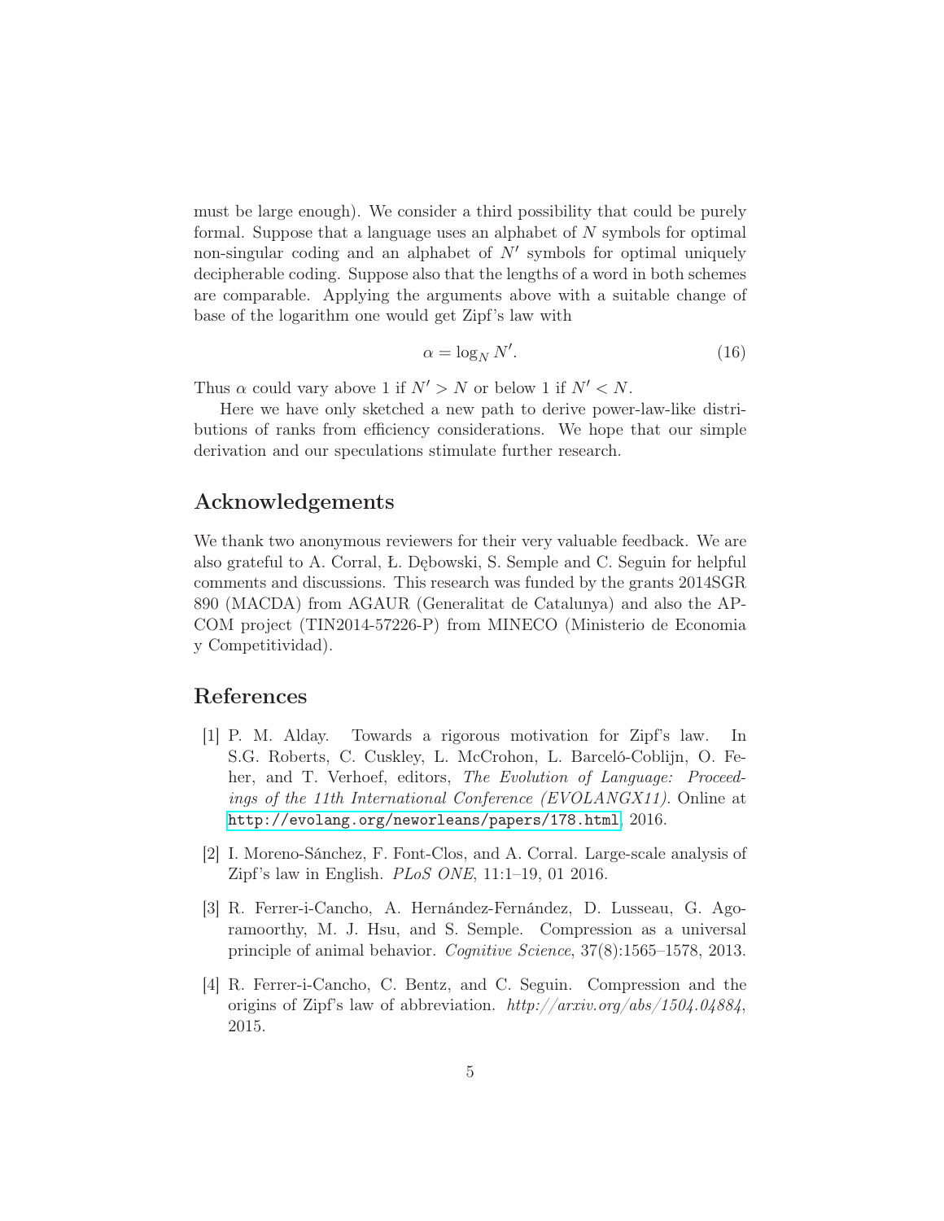must be large enough). We consider a third possibility that could be purely formal. Suppose that a language uses an alphabet of $N$ symbols for optimal non-singular coding and an alphabet of $N'$ symbols for optimal uniquely decipherable coding. Suppose also that the lengths of a word in both schemes are comparable. Applying the arguments above with a suitable change of base of the logarithm one would get Zipf's law with

$$\alpha = \log_N N'. \tag{16}$$

Thus $\alpha$ could vary above 1 if $N' > N$ or below 1 if $N' < N$.

Here we have only sketched a new path to derive power-law-like distributions of ranks from efficiency considerations. We hope that our simple derivation and our speculations stimulate further research.

## Acknowledgements

We thank two anonymous reviewers for their very valuable feedback. We are also grateful to A. Corral, Ł. Dębowski, S. Semple and C. Seguin for helpful comments and discussions. This research was funded by the grants 2014SGR 890 (MACDA) from AGAUR (Generalitat de Catalunya) and also the APCOM project (TIN2014-57226-P) from MINECO (Ministerio de Economia y Competitividad).

## References

[1] P. M. Alday. Towards a rigorous motivation for Zipf's law. In S.G. Roberts, C. Cuskley, L. McCrohon, L. Barceló-Coblijn, O. Feher, and T. Verhoef, editors, *The Evolution of Language: Proceedings of the 11th International Conference (EVOLANGX11)*. Online at http://evolang.org/neworleans/papers/178.html, 2016.

[2] I. Moreno-Sánchez, F. Font-Clos, and A. Corral. Large-scale analysis of Zipf's law in English. *PLoS ONE*, 11:1–19, 01 2016.

[3] R. Ferrer-i-Cancho, A. Hernández-Fernández, D. Lusseau, G. Agoramoorthy, M. J. Hsu, and S. Semple. Compression as a universal principle of animal behavior. *Cognitive Science*, 37(8):1565–1578, 2013.

[4] R. Ferrer-i-Cancho, C. Bentz, and C. Seguin. Compression and the origins of Zipf's law of abbreviation. *http://arxiv.org/abs/1504.04884*, 2015.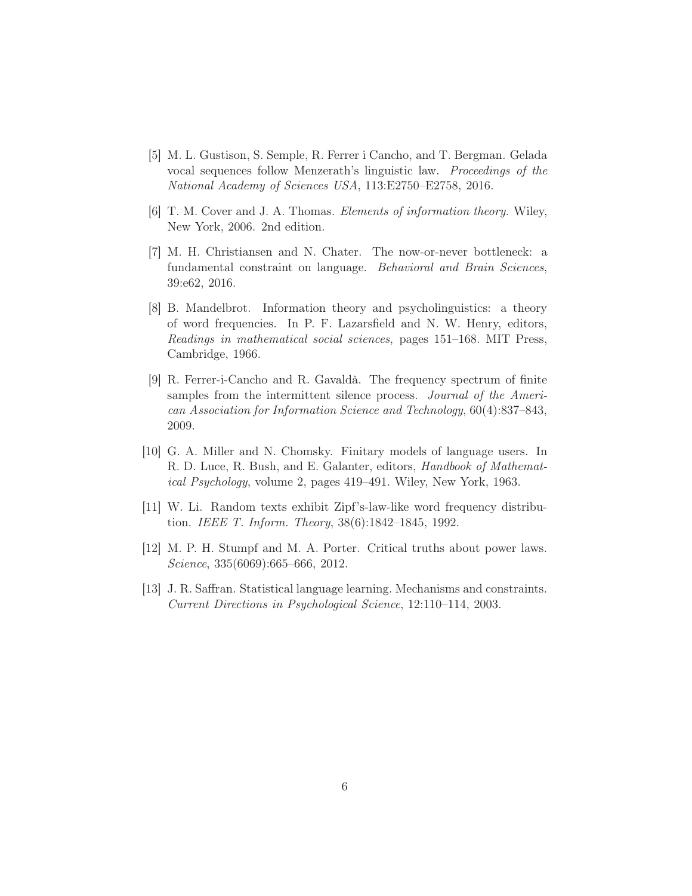[5] M. L. Gustison, S. Semple, R. Ferrer i Cancho, and T. Bergman. Gelada vocal sequences follow Menzerath's linguistic law. *Proceedings of the National Academy of Sciences USA*, 113:E2750–E2758, 2016.

[6] T. M. Cover and J. A. Thomas. *Elements of information theory*. Wiley, New York, 2006. 2nd edition.

[7] M. H. Christiansen and N. Chater. The now-or-never bottleneck: a fundamental constraint on language. *Behavioral and Brain Sciences*, 39:e62, 2016.

[8] B. Mandelbrot. Information theory and psycholinguistics: a theory of word frequencies. In P. F. Lazarsfield and N. W. Henry, editors, *Readings in mathematical social sciences*, pages 151–168. MIT Press, Cambridge, 1966.

[9] R. Ferrer-i-Cancho and R. Gavaldà. The frequency spectrum of finite samples from the intermittent silence process. *Journal of the American Association for Information Science and Technology*, 60(4):837–843, 2009.

[10] G. A. Miller and N. Chomsky. Finitary models of language users. In R. D. Luce, R. Bush, and E. Galanter, editors, *Handbook of Mathematical Psychology*, volume 2, pages 419–491. Wiley, New York, 1963.

[11] W. Li. Random texts exhibit Zipf's-law-like word frequency distribution. *IEEE T. Inform. Theory*, 38(6):1842–1845, 1992.

[12] M. P. H. Stumpf and M. A. Porter. Critical truths about power laws. *Science*, 335(6069):665–666, 2012.

[13] J. R. Saffran. Statistical language learning. Mechanisms and constraints. *Current Directions in Psychological Science*, 12:110–114, 2003.